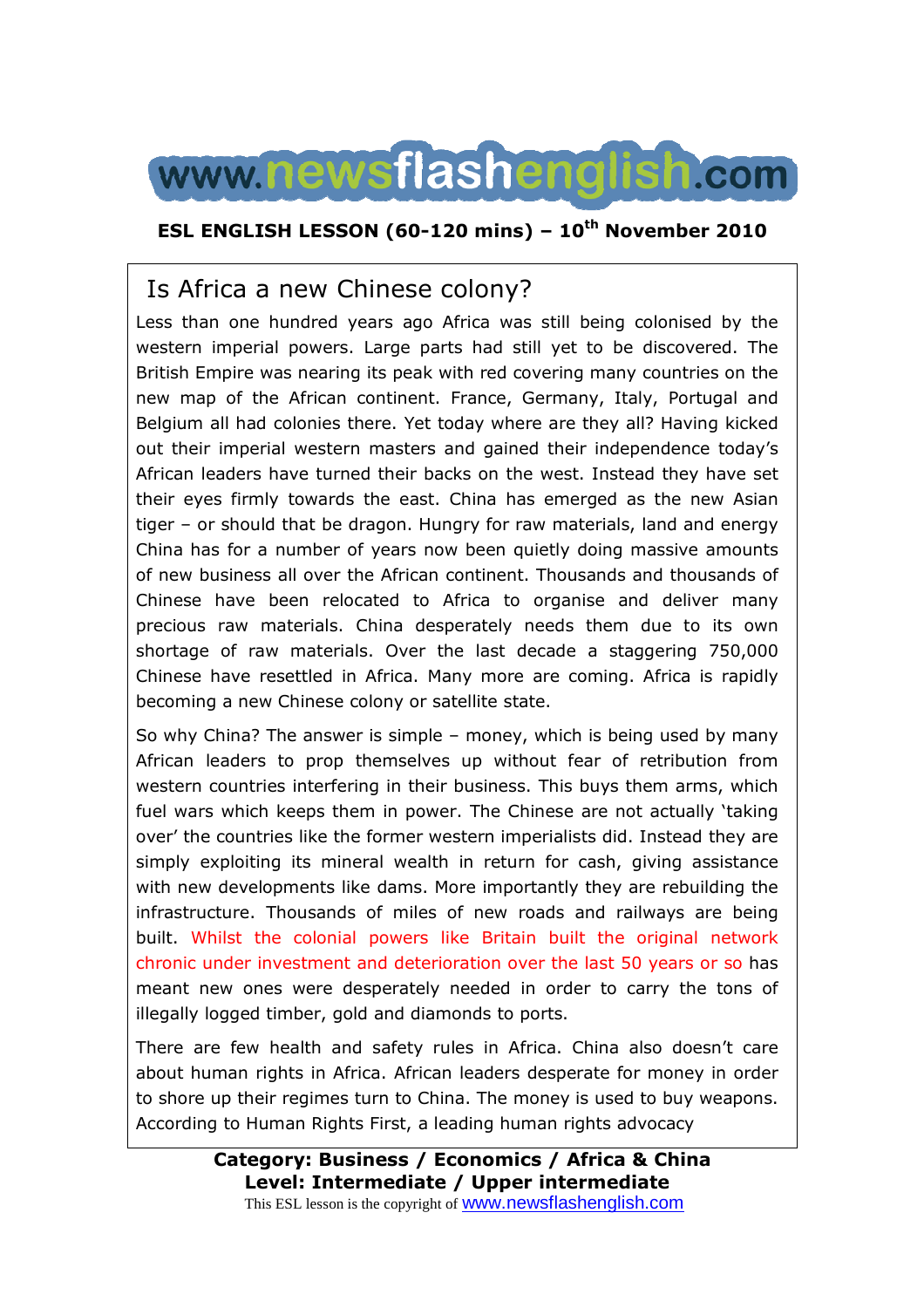www.newsflashenglish.com

**ESL ENGLISH LESSON (60-120 mins) – 10th November 2010**

# Is Africa a new Chinese colony?

Less than one hundred years ago Africa was still being colonised by the western imperial powers. Large parts had still yet to be discovered. The British Empire was nearing its peak with red covering many countries on the new map of the African continent. France, Germany, Italy, Portugal and Belgium all had colonies there. Yet today where are they all? Having kicked out their imperial western masters and gained their independence today's African leaders have turned their backs on the west. Instead they have set their eyes firmly towards the east. China has emerged as the new Asian tiger – or should that be dragon. Hungry for raw materials, land and energy China has for a number of years now been quietly doing massive amounts of new business all over the African continent. Thousands and thousands of Chinese have been relocated to Africa to organise and deliver many precious raw materials. China desperately needs them due to its own shortage of raw materials. Over the last decade a staggering 750,000 Chinese have resettled in Africa. Many more are coming. Africa is rapidly becoming a new Chinese colony or satellite state.

So why China? The answer is simple – money, which is being used by many African leaders to prop themselves up without fear of retribution from western countries interfering in their business. This buys them arms, which fuel wars which keeps them in power. The Chinese are not actually 'taking over' the countries like the former western imperialists did. Instead they are simply exploiting its mineral wealth in return for cash, giving assistance with new developments like dams. More importantly they are rebuilding the infrastructure. Thousands of miles of new roads and railways are being built. Whilst the colonial powers like Britain built the original network chronic under investment and deterioration over the last 50 years or so has meant new ones were desperately needed in order to carry the tons of illegally logged timber, gold and diamonds to ports.

There are few health and safety rules in Africa. China also doesn't care about human rights in Africa. African leaders desperate for money in order to shore up their regimes turn to China. The money is used to buy weapons. According to Human Rights First, a leading human rights advocacy

**Category: Business / Economics / Africa & China**
**Level: Intermediate / Upper intermediate**
This ESL lesson is the copyright of www.newsflashenglish.com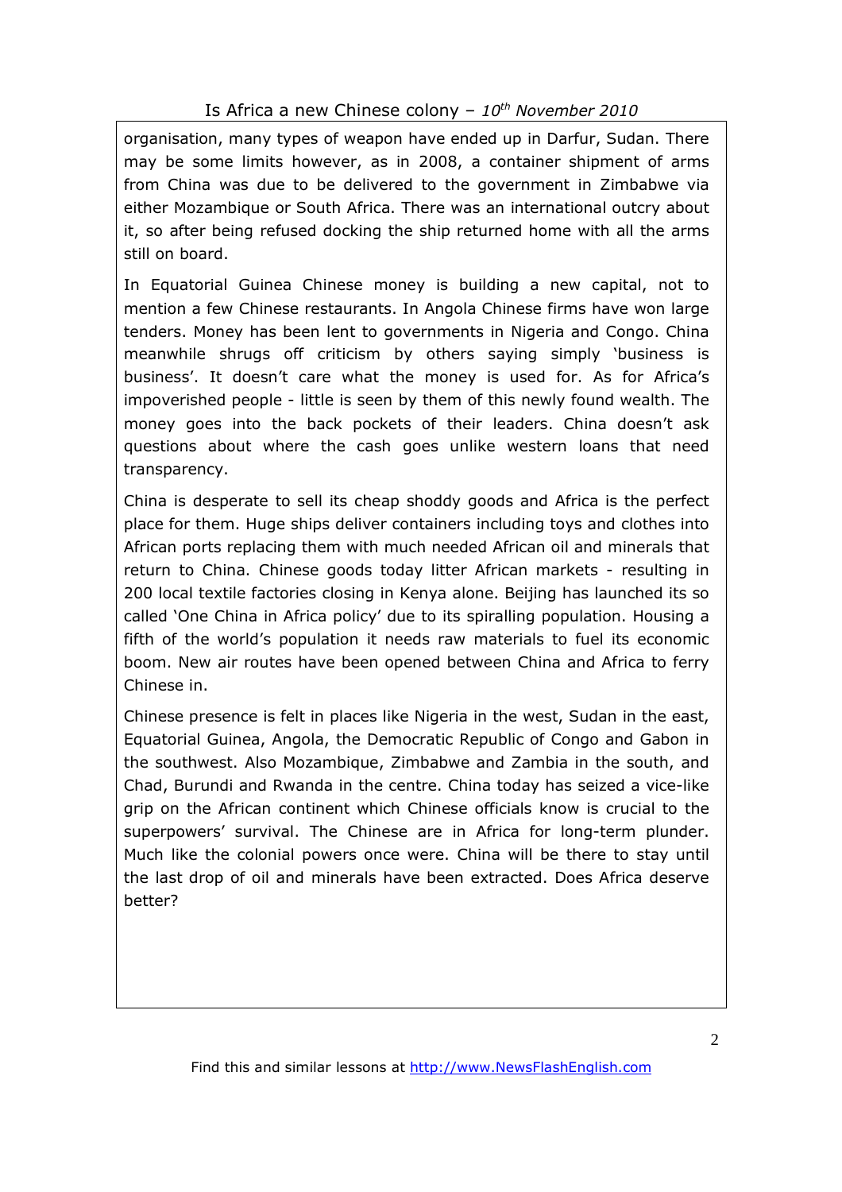organisation, many types of weapon have ended up in Darfur, Sudan. There may be some limits however, as in 2008, a container shipment of arms from China was due to be delivered to the government in Zimbabwe via either Mozambique or South Africa. There was an international outcry about it, so after being refused docking the ship returned home with all the arms still on board.

In Equatorial Guinea Chinese money is building a new capital, not to mention a few Chinese restaurants. In Angola Chinese firms have won large tenders. Money has been lent to governments in Nigeria and Congo. China meanwhile shrugs off criticism by others saying simply 'business is business'. It doesn't care what the money is used for. As for Africa's impoverished people - little is seen by them of this newly found wealth. The money goes into the back pockets of their leaders. China doesn't ask questions about where the cash goes unlike western loans that need transparency.

China is desperate to sell its cheap shoddy goods and Africa is the perfect place for them. Huge ships deliver containers including toys and clothes into African ports replacing them with much needed African oil and minerals that return to China. Chinese goods today litter African markets - resulting in 200 local textile factories closing in Kenya alone. Beijing has launched its so called 'One China in Africa policy' due to its spiralling population. Housing a fifth of the world's population it needs raw materials to fuel its economic boom. New air routes have been opened between China and Africa to ferry Chinese in.

Chinese presence is felt in places like Nigeria in the west, Sudan in the east, Equatorial Guinea, Angola, the Democratic Republic of Congo and Gabon in the southwest. Also Mozambique, Zimbabwe and Zambia in the south, and Chad, Burundi and Rwanda in the centre. China today has seized a vice-like grip on the African continent which Chinese officials know is crucial to the superpowers' survival. The Chinese are in Africa for long-term plunder. Much like the colonial powers once were. China will be there to stay until the last drop of oil and minerals have been extracted. Does Africa deserve better?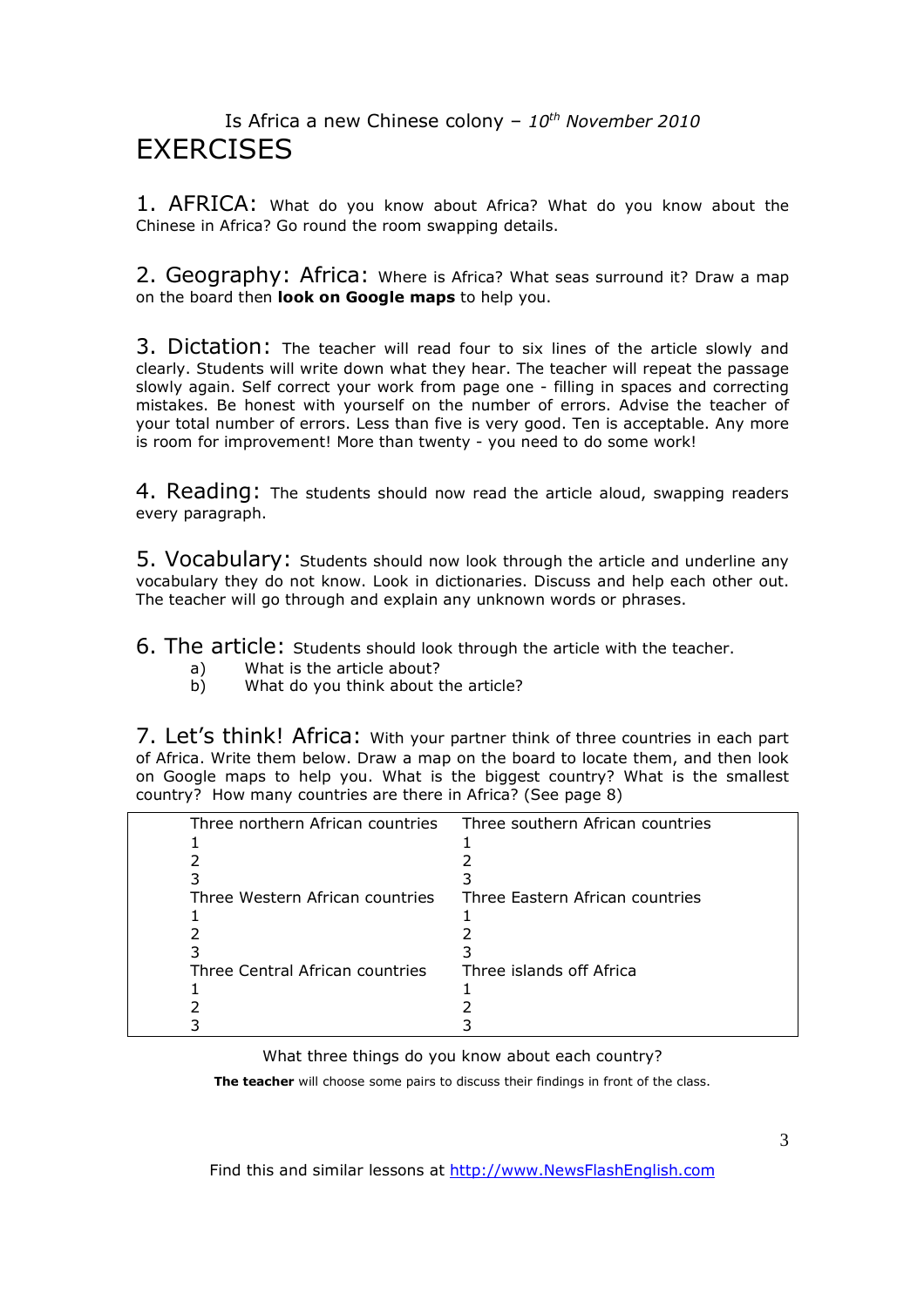Is Africa a new Chinese colony – *10th November 2010*

# EXERCISES

**1. AFRICA:** What do you know about Africa? What do you know about the Chinese in Africa? Go round the room swapping details.

**2. Geography: Africa:** Where is Africa? What seas surround it? Draw a map on the board then **look on Google maps** to help you.

**3. Dictation:** The teacher will read four to six lines of the article slowly and clearly. Students will write down what they hear. The teacher will repeat the passage slowly again. Self correct your work from page one - filling in spaces and correcting mistakes. Be honest with yourself on the number of errors. Advise the teacher of your total number of errors. Less than five is very good. Ten is acceptable. Any more is room for improvement! More than twenty - you need to do some work!

**4. Reading:** The students should now read the article aloud, swapping readers every paragraph.

**5. Vocabulary:** Students should now look through the article and underline any vocabulary they do not know. Look in dictionaries. Discuss and help each other out. The teacher will go through and explain any unknown words or phrases.

**6. The article:** Students should look through the article with the teacher.

a) What is the article about?
b) What do you think about the article?

**7. Let's think! Africa:** With your partner think of three countries in each part of Africa. Write them below. Draw a map on the board to locate them, and then look on Google maps to help you. What is the biggest country? What is the smallest country? How many countries are there in Africa? (See page 8)

| Three northern African countries | Three southern African countries |
|---|---|
| 1 | 1 |
| 2 | 2 |
| 3 | 3 |
| Three Western African countries | Three Eastern African countries |
| 1 | 1 |
| 2 | 2 |
| 3 | 3 |
| Three Central African countries | Three islands off Africa |
| 1 | 1 |
| 2 | 2 |
| 3 | 3 |

What three things do you know about each country?

**The teacher** will choose some pairs to discuss their findings in front of the class.

Find this and similar lessons at http://www.NewsFlashEnglish.com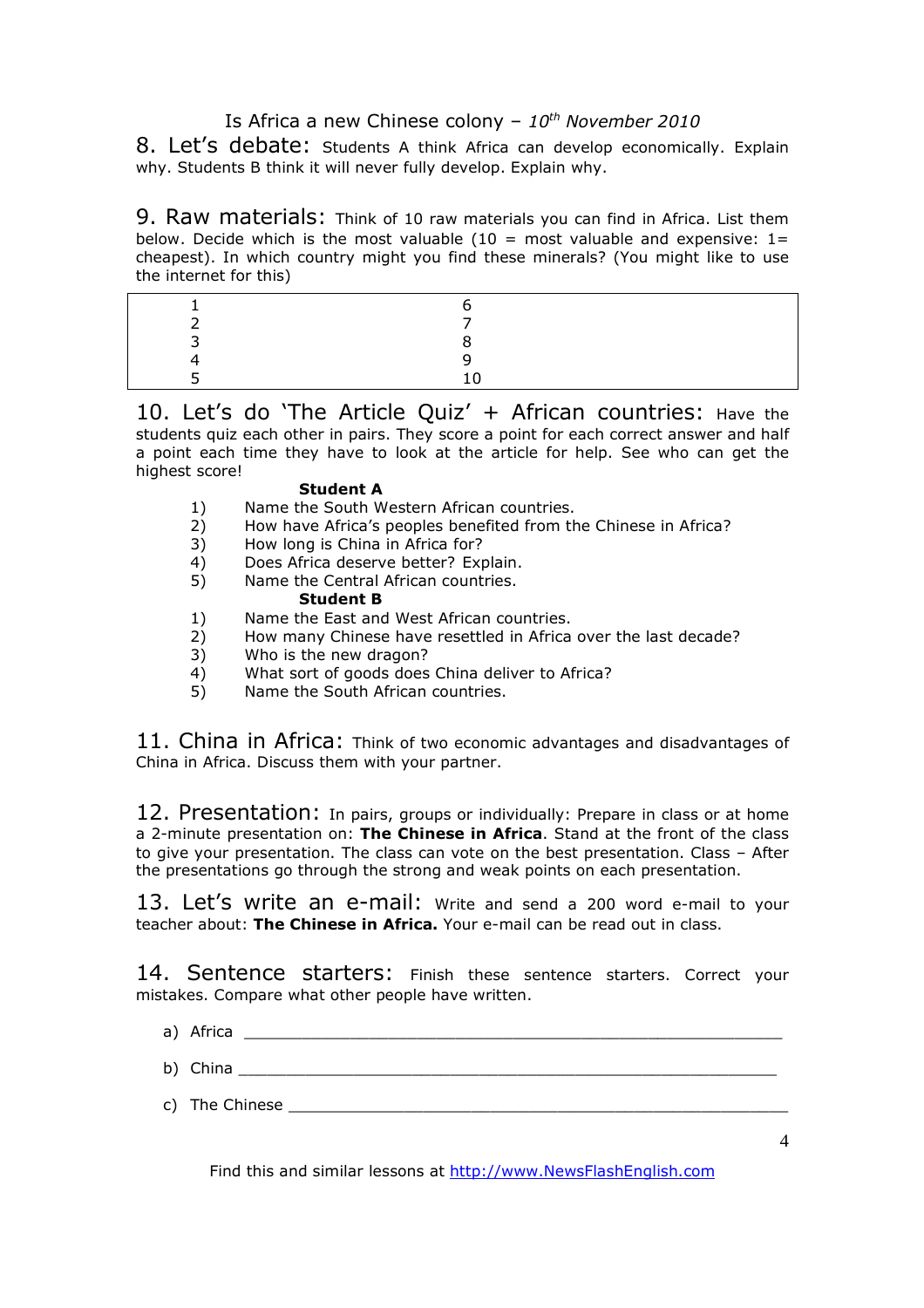Is Africa a new Chinese colony – *10th November 2010*

## 8. Let's debate:

Students A think Africa can develop economically. Explain why. Students B think it will never fully develop. Explain why.

## 9. Raw materials:

Think of 10 raw materials you can find in Africa. List them below. Decide which is the most valuable (10 = most valuable and expensive: 1= cheapest). In which country might you find these minerals? (You might like to use the internet for this)

| | |
|---|---|
| 1 | 6 |
| 2 | 7 |
| 3 | 8 |
| 4 | 9 |
| 5 | 10 |

## 10. Let's do 'The Article Quiz' + African countries:

Have the students quiz each other in pairs. They score a point for each correct answer and half a point each time they have to look at the article for help. See who can get the highest score!

**Student A**

1) Name the South Western African countries.
2) How have Africa's peoples benefited from the Chinese in Africa?
3) How long is China in Africa for?
4) Does Africa deserve better? Explain.
5) Name the Central African countries.

**Student B**

1) Name the East and West African countries.
2) How many Chinese have resettled in Africa over the last decade?
3) Who is the new dragon?
4) What sort of goods does China deliver to Africa?
5) Name the South African countries.

## 11. China in Africa:

Think of two economic advantages and disadvantages of China in Africa. Discuss them with your partner.

## 12. Presentation:

In pairs, groups or individually: Prepare in class or at home a 2-minute presentation on: **The Chinese in Africa**. Stand at the front of the class to give your presentation. The class can vote on the best presentation. Class – After the presentations go through the strong and weak points on each presentation.

## 13. Let's write an e-mail:

Write and send a 200 word e-mail to your teacher about: **The Chinese in Africa.** Your e-mail can be read out in class.

## 14. Sentence starters:

Finish these sentence starters. Correct your mistakes. Compare what other people have written.

a) Africa ___________________________________________________________

b) China ___________________________________________________________

c) The Chinese ______________________________________________________

Find this and similar lessons at http://www.NewsFlashEnglish.com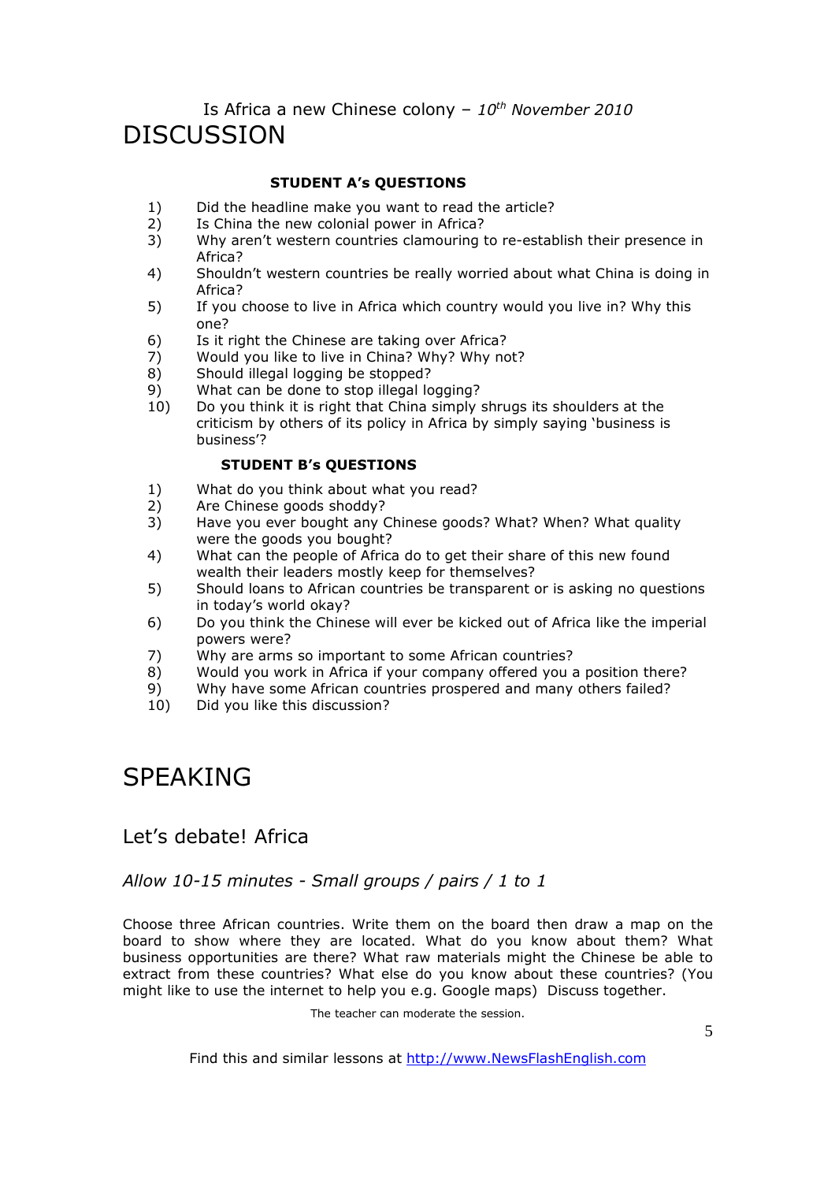Is Africa a new Chinese colony – *10th November 2010*

# DISCUSSION

**STUDENT A's QUESTIONS**

1) Did the headline make you want to read the article?
2) Is China the new colonial power in Africa?
3) Why aren't western countries clamouring to re-establish their presence in Africa?
4) Shouldn't western countries be really worried about what China is doing in Africa?
5) If you choose to live in Africa which country would you live in? Why this one?
6) Is it right the Chinese are taking over Africa?
7) Would you like to live in China? Why? Why not?
8) Should illegal logging be stopped?
9) What can be done to stop illegal logging?
10) Do you think it is right that China simply shrugs its shoulders at the criticism by others of its policy in Africa by simply saying 'business is business'?

**STUDENT B's QUESTIONS**

1) What do you think about what you read?
2) Are Chinese goods shoddy?
3) Have you ever bought any Chinese goods? What? When? What quality were the goods you bought?
4) What can the people of Africa do to get their share of this new found wealth their leaders mostly keep for themselves?
5) Should loans to African countries be transparent or is asking no questions in today's world okay?
6) Do you think the Chinese will ever be kicked out of Africa like the imperial powers were?
7) Why are arms so important to some African countries?
8) Would you work in Africa if your company offered you a position there?
9) Why have some African countries prospered and many others failed?
10) Did you like this discussion?

# SPEAKING

## Let's debate! Africa

*Allow 10-15 minutes - Small groups / pairs / 1 to 1*

Choose three African countries. Write them on the board then draw a map on the board to show where they are located. What do you know about them? What business opportunities are there? What raw materials might the Chinese be able to extract from these countries? What else do you know about these countries? (You might like to use the internet to help you e.g. Google maps) Discuss together.

The teacher can moderate the session.

Find this and similar lessons at http://www.NewsFlashEnglish.com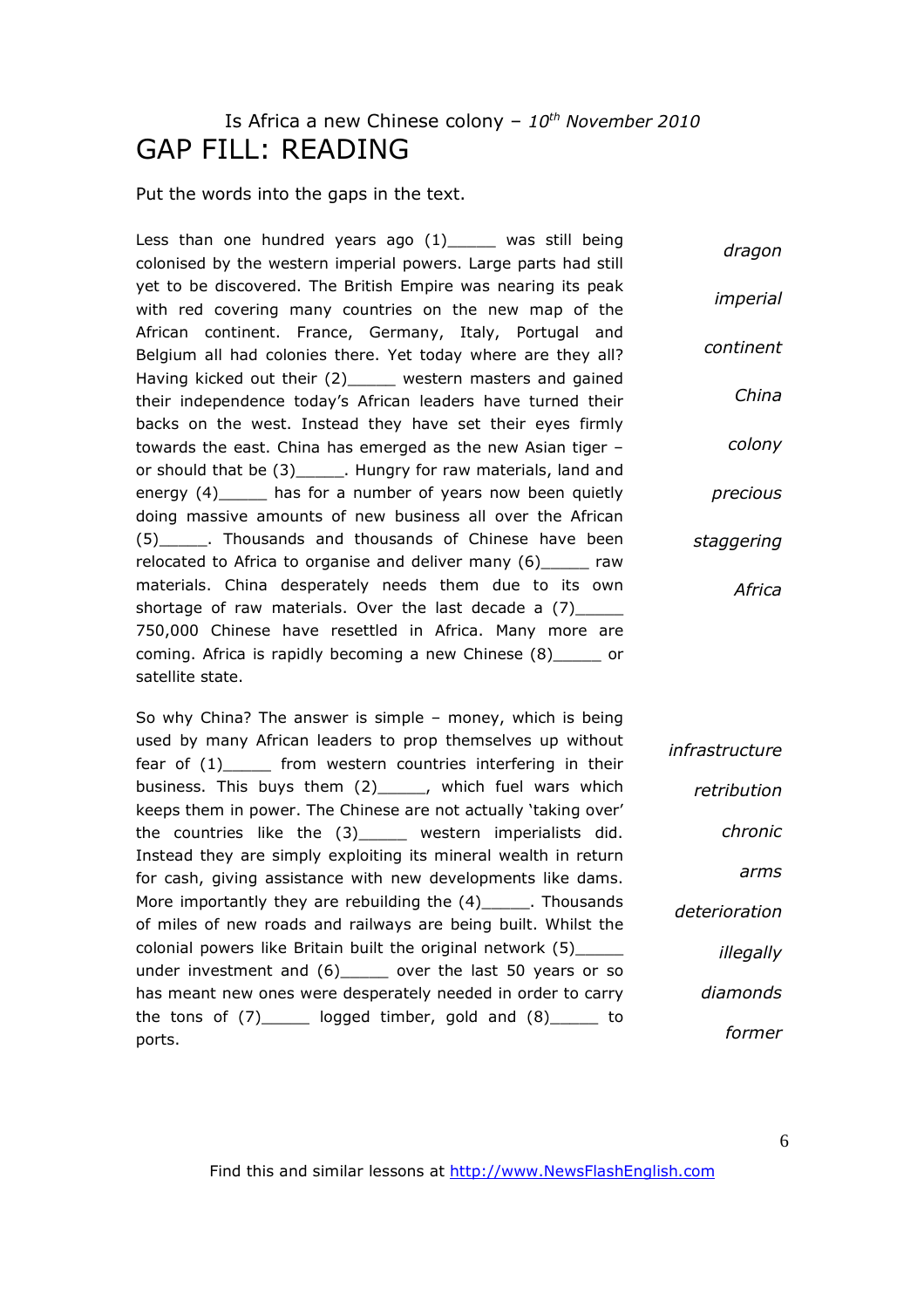Is Africa a new Chinese colony – *10th November 2010*

# GAP FILL: READING

Put the words into the gaps in the text.

Less than one hundred years ago (1)_____ was still being colonised by the western imperial powers. Large parts had still yet to be discovered. The British Empire was nearing its peak with red covering many countries on the new map of the African continent. France, Germany, Italy, Portugal and Belgium all had colonies there. Yet today where are they all? Having kicked out their (2)_____ western masters and gained their independence today's African leaders have turned their backs on the west. Instead they have set their eyes firmly towards the east. China has emerged as the new Asian tiger – or should that be (3)_____. Hungry for raw materials, land and energy (4)_____ has for a number of years now been quietly doing massive amounts of new business all over the African (5)_____. Thousands and thousands of Chinese have been relocated to Africa to organise and deliver many (6)_____ raw materials. China desperately needs them due to its own shortage of raw materials. Over the last decade a (7)_____ 750,000 Chinese have resettled in Africa. Many more are coming. Africa is rapidly becoming a new Chinese (8)_____ or satellite state.

*dragon*

*imperial*

*continent*

*China*

*colony*

*precious*

*staggering*

*Africa*

So why China? The answer is simple – money, which is being used by many African leaders to prop themselves up without fear of (1)_____ from western countries interfering in their business. This buys them (2)_____, which fuel wars which keeps them in power. The Chinese are not actually 'taking over' the countries like the (3)_____ western imperialists did. Instead they are simply exploiting its mineral wealth in return for cash, giving assistance with new developments like dams. More importantly they are rebuilding the (4)_____. Thousands of miles of new roads and railways are being built. Whilst the colonial powers like Britain built the original network (5)_____ under investment and (6)_____ over the last 50 years or so has meant new ones were desperately needed in order to carry the tons of (7)_____ logged timber, gold and (8)_____ to ports.

*infrastructure*

*retribution*

*chronic*

*arms*

*deterioration*

*illegally*

*diamonds*

*former*

Find this and similar lessons at http://www.NewsFlashEnglish.com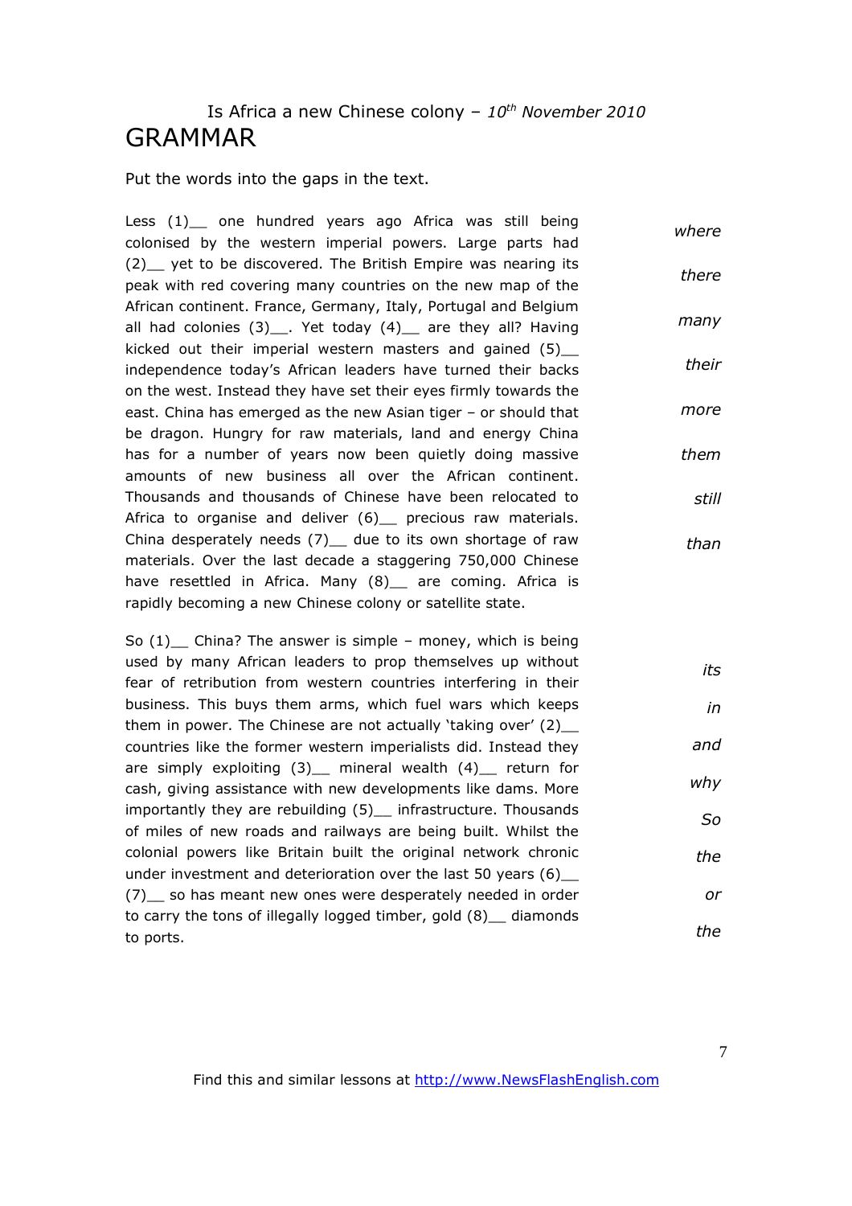Is Africa a new Chinese colony – *10th November 2010*

# GRAMMAR

Put the words into the gaps in the text.

Less (1)__ one hundred years ago Africa was still being colonised by the western imperial powers. Large parts had (2)__ yet to be discovered. The British Empire was nearing its peak with red covering many countries on the new map of the African continent. France, Germany, Italy, Portugal and Belgium all had colonies (3)__. Yet today (4)__ are they all? Having kicked out their imperial western masters and gained (5)__ independence today's African leaders have turned their backs on the west. Instead they have set their eyes firmly towards the east. China has emerged as the new Asian tiger – or should that be dragon. Hungry for raw materials, land and energy China has for a number of years now been quietly doing massive amounts of new business all over the African continent. Thousands and thousands of Chinese have been relocated to Africa to organise and deliver (6)__ precious raw materials. China desperately needs (7)__ due to its own shortage of raw materials. Over the last decade a staggering 750,000 Chinese have resettled in Africa. Many (8)__ are coming. Africa is rapidly becoming a new Chinese colony or satellite state.

*where*
*there*
*many*
*their*
*more*
*them*
*still*
*than*

So (1)__ China? The answer is simple – money, which is being used by many African leaders to prop themselves up without fear of retribution from western countries interfering in their business. This buys them arms, which fuel wars which keeps them in power. The Chinese are not actually 'taking over' (2)__ countries like the former western imperialists did. Instead they are simply exploiting (3)__ mineral wealth (4)__ return for cash, giving assistance with new developments like dams. More importantly they are rebuilding (5)__ infrastructure. Thousands of miles of new roads and railways are being built. Whilst the colonial powers like Britain built the original network chronic under investment and deterioration over the last 50 years (6)__ (7)__ so has meant new ones were desperately needed in order to carry the tons of illegally logged timber, gold (8)__ diamonds to ports.

*its*
*in*
*and*
*why*
*So*
*the*
*or*
*the*

Find this and similar lessons at http://www.NewsFlashEnglish.com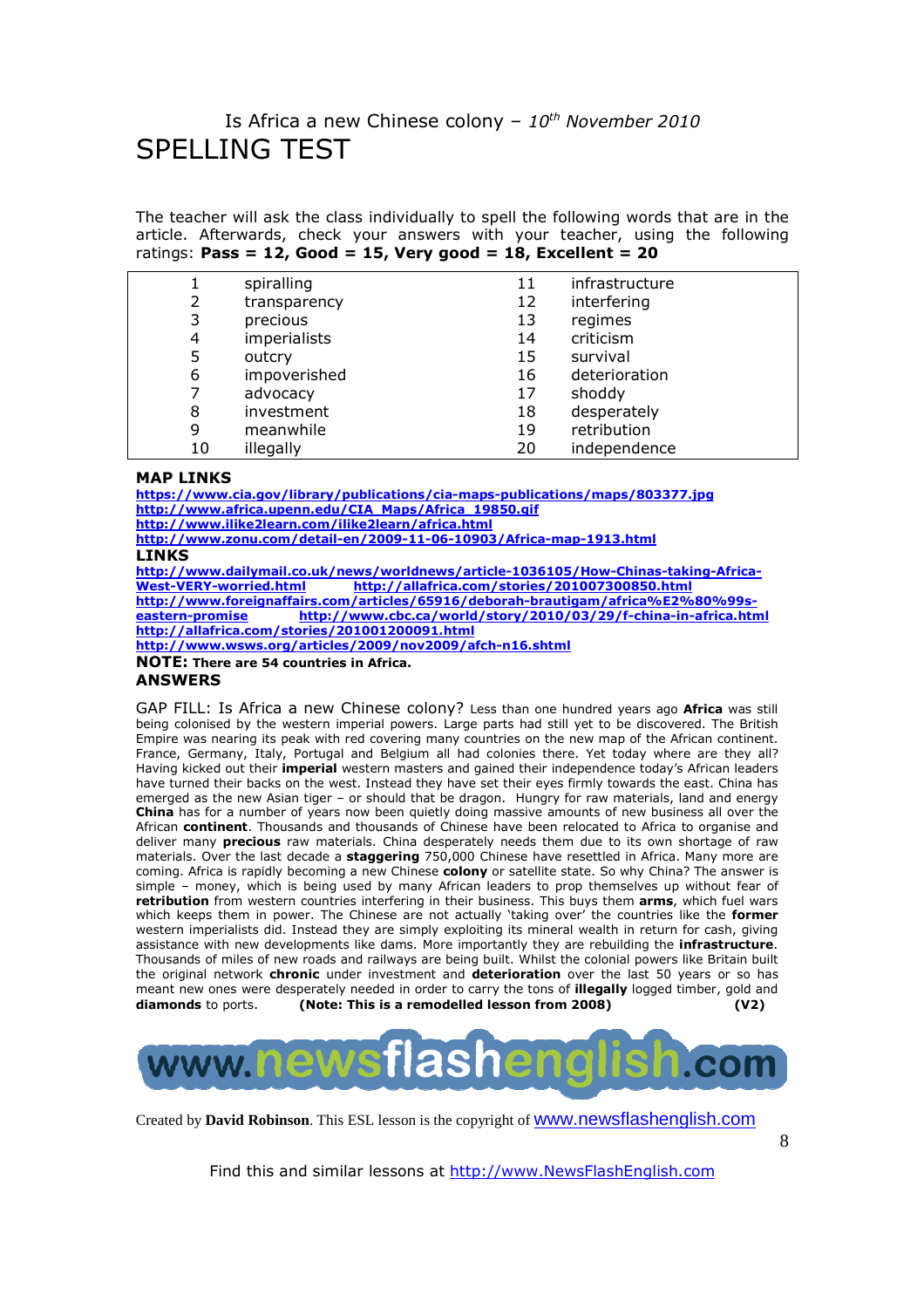Is Africa a new Chinese colony – *10th November 2010*

# SPELLING TEST

The teacher will ask the class individually to spell the following words that are in the article. Afterwards, check your answers with your teacher, using the following ratings: **Pass = 12, Good = 15, Very good = 18, Excellent = 20**

| | | | |
|---|---|---|---|
| 1 | spiralling | 11 | infrastructure |
| 2 | transparency | 12 | interfering |
| 3 | precious | 13 | regimes |
| 4 | imperialists | 14 | criticism |
| 5 | outcry | 15 | survival |
| 6 | impoverished | 16 | deterioration |
| 7 | advocacy | 17 | shoddy |
| 8 | investment | 18 | desperately |
| 9 | meanwhile | 19 | retribution |
| 10 | illegally | 20 | independence |

**MAP LINKS**

**https://www.cia.gov/library/publications/cia-maps-publications/maps/803377.jpg**
**http://www.africa.upenn.edu/CIA_Maps/Africa_19850.gif**
**http://www.ilike2learn.com/ilike2learn/africa.html**
**http://www.zonu.com/detail-en/2009-11-06-10903/Africa-map-1913.html**

**LINKS**

**http://www.dailymail.co.uk/news/worldnews/article-1036105/How-Chinas-taking-Africa-West-VERY-worried.html** **http://allafrica.com/stories/201007300850.html**
**http://www.foreignaffairs.com/articles/65916/deborah-brautigam/africa%E2%80%99s-eastern-promise** **http://www.cbc.ca/world/story/2010/03/29/f-china-in-africa.html**
**http://allafrica.com/stories/201001200091.html**
**http://www.wsws.org/articles/2009/nov2009/afch-n16.shtml**

**NOTE: There are 54 countries in Africa.**

**ANSWERS**

GAP FILL: Is Africa a new Chinese colony? Less than one hundred years ago **Africa** was still being colonised by the western imperial powers. Large parts had still yet to be discovered. The British Empire was nearing its peak with red covering many countries on the new map of the African continent. France, Germany, Italy, Portugal and Belgium all had colonies there. Yet today where are they all? Having kicked out their **imperial** western masters and gained their independence today's African leaders have turned their backs on the west. Instead they have set their eyes firmly towards the east. China has emerged as the new Asian tiger – or should that be dragon. Hungry for raw materials, land and energy **China** has for a number of years now been quietly doing massive amounts of new business all over the African **continent**. Thousands and thousands of Chinese have been relocated to Africa to organise and deliver many **precious** raw materials. China desperately needs them due to its own shortage of raw materials. Over the last decade a **staggering** 750,000 Chinese have resettled in Africa. Many more are coming. Africa is rapidly becoming a new Chinese **colony** or satellite state. So why China? The answer is simple – money, which is being used by many African leaders to prop themselves up without fear of **retribution** from western countries interfering in their business. This buys them **arms**, which fuel wars which keeps them in power. The Chinese are not actually 'taking over' the countries like the **former** western imperialists did. Instead they are simply exploiting its mineral wealth in return for cash, giving assistance with new developments like dams. More importantly they are rebuilding the **infrastructure**. Thousands of miles of new roads and railways are being built. Whilst the colonial powers like Britain built the original network **chronic** under investment and **deterioration** over the last 50 years or so has meant new ones were desperately needed in order to carry the tons of **illegally** logged timber, gold and **diamonds** to ports. **(Note: This is a remodelled lesson from 2008)** **(V2)**

www.newsflashenglish.com

Created by **David Robinson**. This ESL lesson is the copyright of www.newsflashenglish.com

Find this and similar lessons at http://www.NewsFlashEnglish.com